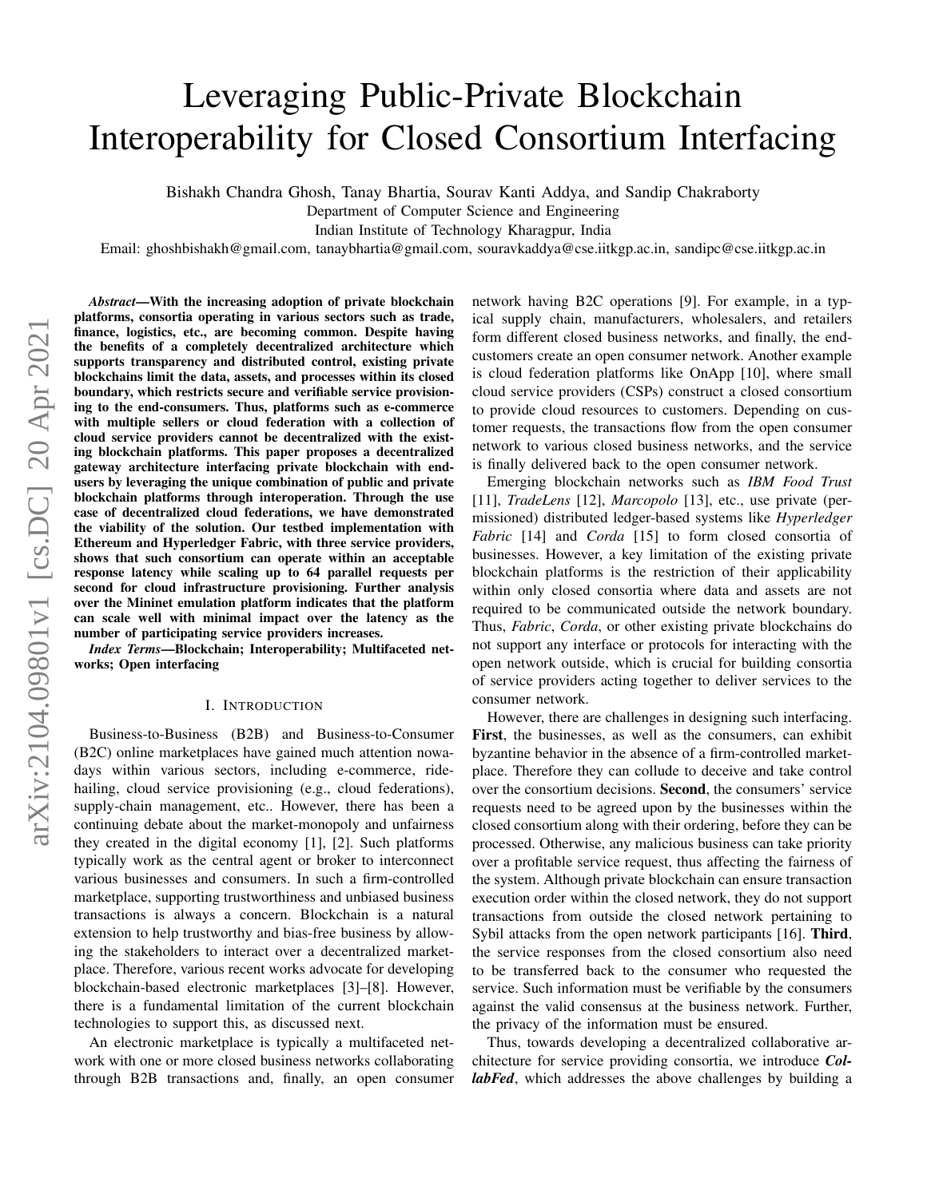# Leveraging Public-Private Blockchain Interoperability for Closed Consortium Interfacing

Bishakh Chandra Ghosh, Tanay Bhartia, Sourav Kanti Addya, and Sandip Chakraborty

Department of Computer Science and Engineering

Indian Institute of Technology Kharagpur, India

Email: ghoshbishakh@gmail.com, tanaybhartia@gmail.com, souravkaddya@cse.iitkgp.ac.in, sandipc@cse.iitkgp.ac.in

***Abstract*—With the increasing adoption of private blockchain platforms, consortia operating in various sectors such as trade, finance, logistics, etc., are becoming common. Despite having the benefits of a completely decentralized architecture which supports transparency and distributed control, existing private blockchains limit the data, assets, and processes within its closed boundary, which restricts secure and verifiable service provisioning to the end-consumers. Thus, platforms such as e-commerce with multiple sellers or cloud federation with a collection of cloud service providers cannot be decentralized with the existing blockchain platforms. This paper proposes a decentralized gateway architecture interfacing private blockchain with end-users by leveraging the unique combination of public and private blockchain platforms through interoperation. Through the use case of decentralized cloud federations, we have demonstrated the viability of the solution. Our testbed implementation with Ethereum and Hyperledger Fabric, with three service providers, shows that such consortium can operate within an acceptable response latency while scaling up to 64 parallel requests per second for cloud infrastructure provisioning. Further analysis over the Mininet emulation platform indicates that the platform can scale well with minimal impact over the latency as the number of participating service providers increases.**

***Index Terms*—Blockchain; Interoperability; Multifaceted networks; Open interfacing**

## I. Introduction

Business-to-Business (B2B) and Business-to-Consumer (B2C) online marketplaces have gained much attention nowadays within various sectors, including e-commerce, ride-hailing, cloud service provisioning (e.g., cloud federations), supply-chain management, etc.. However, there has been a continuing debate about the market-monopoly and unfairness they created in the digital economy [1], [2]. Such platforms typically work as the central agent or broker to interconnect various businesses and consumers. In such a firm-controlled marketplace, supporting trustworthiness and unbiased business transactions is always a concern. Blockchain is a natural extension to help trustworthy and bias-free business by allowing the stakeholders to interact over a decentralized marketplace. Therefore, various recent works advocate for developing blockchain-based electronic marketplaces [3]–[8]. However, there is a fundamental limitation of the current blockchain technologies to support this, as discussed next.

An electronic marketplace is typically a multifaceted network with one or more closed business networks collaborating through B2B transactions and, finally, an open consumer network having B2C operations [9]. For example, in a typical supply chain, manufacturers, wholesalers, and retailers form different closed business networks, and finally, the end-customers create an open consumer network. Another example is cloud federation platforms like OnApp [10], where small cloud service providers (CSPs) construct a closed consortium to provide cloud resources to customers. Depending on customer requests, the transactions flow from the open consumer network to various closed business networks, and the service is finally delivered back to the open consumer network.

Emerging blockchain networks such as *IBM Food Trust* [11], *TradeLens* [12], *Marcopolo* [13], etc., use private (permissioned) distributed ledger-based systems like *Hyperledger Fabric* [14] and *Corda* [15] to form closed consortia of businesses. However, a key limitation of the existing private blockchain platforms is the restriction of their applicability within only closed consortia where data and assets are not required to be communicated outside the network boundary. Thus, *Fabric*, *Corda*, or other existing private blockchains do not support any interface or protocols for interacting with the open network outside, which is crucial for building consortia of service providers acting together to deliver services to the consumer network.

However, there are challenges in designing such interfacing. **First**, the businesses, as well as the consumers, can exhibit byzantine behavior in the absence of a firm-controlled marketplace. Therefore they can collude to deceive and take control over the consortium decisions. **Second**, the consumers' service requests need to be agreed upon by the businesses within the closed consortium along with their ordering, before they can be processed. Otherwise, any malicious business can take priority over a profitable service request, thus affecting the fairness of the system. Although private blockchain can ensure transaction execution order within the closed network, they do not support transactions from outside the closed network pertaining to Sybil attacks from the open network participants [16]. **Third**, the service responses from the closed consortium also need to be transferred back to the consumer who requested the service. Such information must be verifiable by the consumers against the valid consensus at the business network. Further, the privacy of the information must be ensured.

Thus, towards developing a decentralized collaborative architecture for service providing consortia, we introduce ***CollabFed***, which addresses the above challenges by building a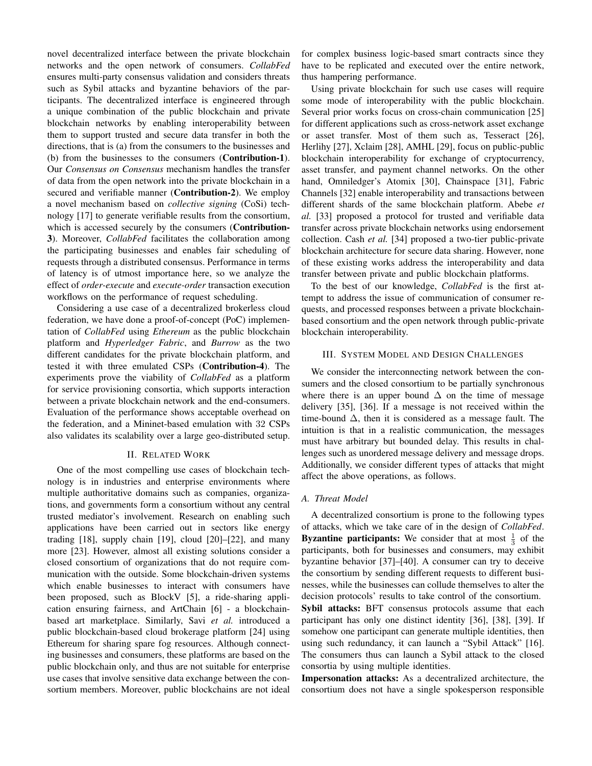novel decentralized interface between the private blockchain networks and the open network of consumers. *CollabFed* ensures multi-party consensus validation and considers threats such as Sybil attacks and byzantine behaviors of the participants. The decentralized interface is engineered through a unique combination of the public blockchain and private blockchain networks by enabling interoperability between them to support trusted and secure data transfer in both the directions, that is (a) from the consumers to the businesses and (b) from the businesses to the consumers (**Contribution-1**). Our *Consensus on Consensus* mechanism handles the transfer of data from the open network into the private blockchain in a secured and verifiable manner (**Contribution-2**). We employ a novel mechanism based on *collective signing* (CoSi) technology [17] to generate verifiable results from the consortium, which is accessed securely by the consumers (**Contribution-3**). Moreover, *CollabFed* facilitates the collaboration among the participating businesses and enables fair scheduling of requests through a distributed consensus. Performance in terms of latency is of utmost importance here, so we analyze the effect of *order-execute* and *execute-order* transaction execution workflows on the performance of request scheduling.

Considering a use case of a decentralized brokerless cloud federation, we have done a proof-of-concept (PoC) implementation of *CollabFed* using *Ethereum* as the public blockchain platform and *Hyperledger Fabric*, and *Burrow* as the two different candidates for the private blockchain platform, and tested it with three emulated CSPs (**Contribution-4**). The experiments prove the viability of *CollabFed* as a platform for service provisioning consortia, which supports interaction between a private blockchain network and the end-consumers. Evaluation of the performance shows acceptable overhead on the federation, and a Mininet-based emulation with 32 CSPs also validates its scalability over a large geo-distributed setup.

## II. Related Work

One of the most compelling use cases of blockchain technology is in industries and enterprise environments where multiple authoritative domains such as companies, organizations, and governments form a consortium without any central trusted mediator's involvement. Research on enabling such applications have been carried out in sectors like energy trading [18], supply chain [19], cloud [20]–[22], and many more [23]. However, almost all existing solutions consider a closed consortium of organizations that do not require communication with the outside. Some blockchain-driven systems which enable businesses to interact with consumers have been proposed, such as BlockV [5], a ride-sharing application ensuring fairness, and ArtChain [6] - a blockchain-based art marketplace. Similarly, Savi *et al.* introduced a public blockchain-based cloud brokerage platform [24] using Ethereum for sharing spare fog resources. Although connecting businesses and consumers, these platforms are based on the public blockchain only, and thus are not suitable for enterprise use cases that involve sensitive data exchange between the consortium members. Moreover, public blockchains are not ideal for complex business logic-based smart contracts since they have to be replicated and executed over the entire network, thus hampering performance.

Using private blockchain for such use cases will require some mode of interoperability with the public blockchain. Several prior works focus on cross-chain communication [25] for different applications such as cross-network asset exchange or asset transfer. Most of them such as, Tesseract [26], Herlihy [27], Xclaim [28], AMHL [29], focus on public-public blockchain interoperability for exchange of cryptocurrency, asset transfer, and payment channel networks. On the other hand, Omniledger's Atomix [30], Chainspace [31], Fabric Channels [32] enable interoperability and transactions between different shards of the same blockchain platform. Abebe *et al.* [33] proposed a protocol for trusted and verifiable data transfer across private blockchain networks using endorsement collection. Cash *et al.* [34] proposed a two-tier public-private blockchain architecture for secure data sharing. However, none of these existing works address the interoperability and data transfer between private and public blockchain platforms.

To the best of our knowledge, *CollabFed* is the first attempt to address the issue of communication of consumer requests, and processed responses between a private blockchain-based consortium and the open network through public-private blockchain interoperability.

## III. System Model and Design Challenges

We consider the interconnecting network between the consumers and the closed consortium to be partially synchronous where there is an upper bound $\Delta$ on the time of message delivery [35], [36]. If a message is not received within the time-bound $\Delta$, then it is considered as a message fault. The intuition is that in a realistic communication, the messages must have arbitrary but bounded delay. This results in challenges such as unordered message delivery and message drops. Additionally, we consider different types of attacks that might affect the above operations, as follows.

### A. Threat Model

A decentralized consortium is prone to the following types of attacks, which we take care of in the design of *CollabFed*.

**Byzantine participants:** We consider that at most $\frac{1}{3}$ of the participants, both for businesses and consumers, may exhibit byzantine behavior [37]–[40]. A consumer can try to deceive the consortium by sending different requests to different businesses, while the businesses can collude themselves to alter the decision protocols' results to take control of the consortium.

**Sybil attacks:** BFT consensus protocols assume that each participant has only one distinct identity [36], [38], [39]. If somehow one participant can generate multiple identities, then using such redundancy, it can launch a "Sybil Attack" [16]. The consumers thus can launch a Sybil attack to the closed consortia by using multiple identities.

**Impersonation attacks:** As a decentralized architecture, the consortium does not have a single spokesperson responsible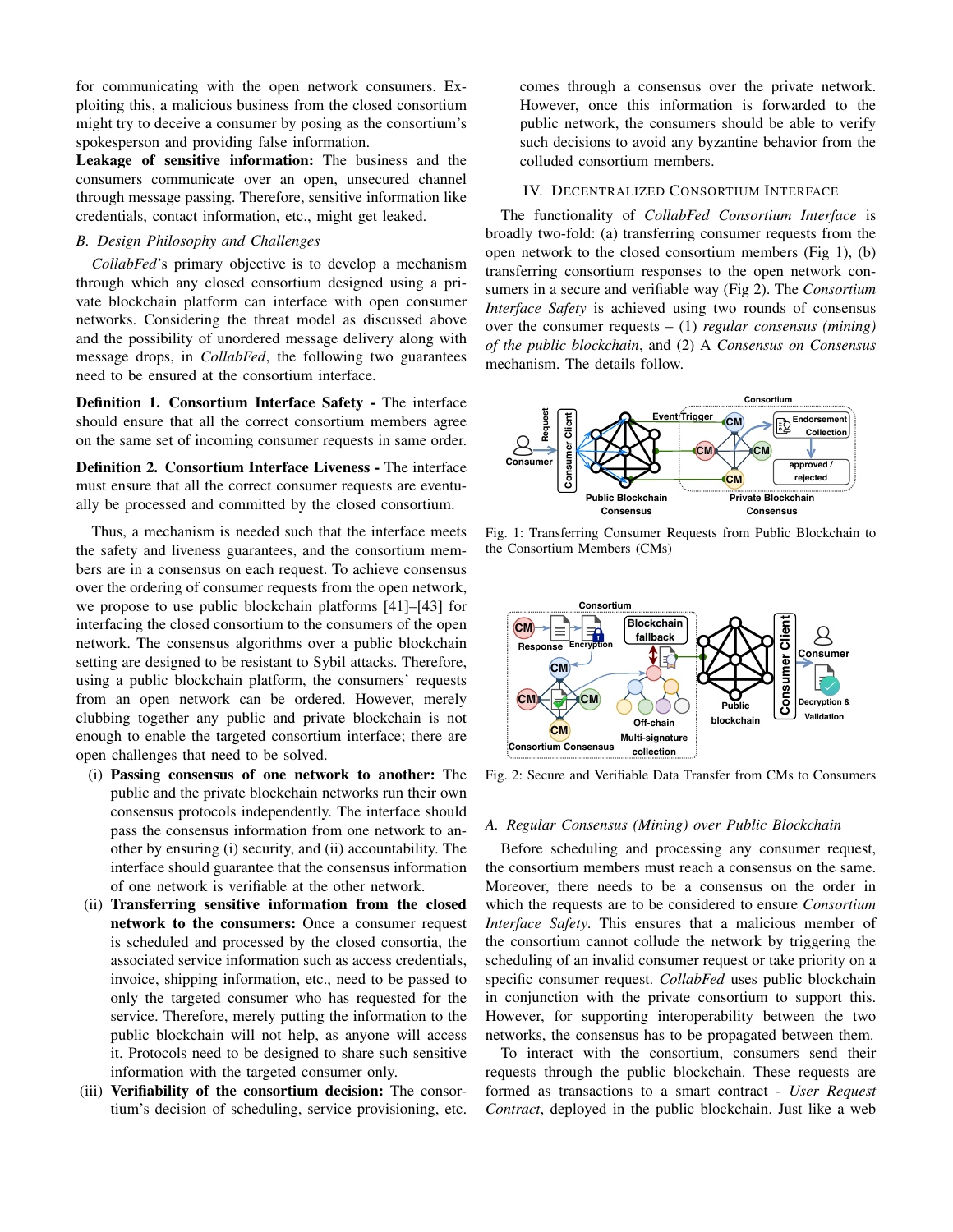for communicating with the open network consumers. Exploiting this, a malicious business from the closed consortium might try to deceive a consumer by posing as the consortium's spokesperson and providing false information.

**Leakage of sensitive information:** The business and the consumers communicate over an open, unsecured channel through message passing. Therefore, sensitive information like credentials, contact information, etc., might get leaked.

### B. Design Philosophy and Challenges

*CollabFed*'s primary objective is to develop a mechanism through which any closed consortium designed using a private blockchain platform can interface with open consumer networks. Considering the threat model as discussed above and the possibility of unordered message delivery along with message drops, in *CollabFed*, the following two guarantees need to be ensured at the consortium interface.

**Definition 1. Consortium Interface Safety -** The interface should ensure that all the correct consortium members agree on the same set of incoming consumer requests in same order.

**Definition 2. Consortium Interface Liveness -** The interface must ensure that all the correct consumer requests are eventually be processed and committed by the closed consortium.

Thus, a mechanism is needed such that the interface meets the safety and liveness guarantees, and the consortium members are in a consensus on each request. To achieve consensus over the ordering of consumer requests from the open network, we propose to use public blockchain platforms [41]–[43] for interfacing the closed consortium to the consumers of the open network. The consensus algorithms over a public blockchain setting are designed to be resistant to Sybil attacks. Therefore, using a public blockchain platform, the consumers' requests from an open network can be ordered. However, merely clubbing together any public and private blockchain is not enough to enable the targeted consortium interface; there are open challenges that need to be solved.

- (i) **Passing consensus of one network to another:** The public and the private blockchain networks run their own consensus protocols independently. The interface should pass the consensus information from one network to another by ensuring (i) security, and (ii) accountability. The interface should guarantee that the consensus information of one network is verifiable at the other network.
- (ii) **Transferring sensitive information from the closed network to the consumers:** Once a consumer request is scheduled and processed by the closed consortia, the associated service information such as access credentials, invoice, shipping information, etc., need to be passed to only the targeted consumer who has requested for the service. Therefore, merely putting the information to the public blockchain will not help, as anyone will access it. Protocols need to be designed to share such sensitive information with the targeted consumer only.
- (iii) **Verifiability of the consortium decision:** The consortium's decision of scheduling, service provisioning, etc. comes through a consensus over the private network. However, once this information is forwarded to the public network, the consumers should be able to verify such decisions to avoid any byzantine behavior from the colluded consortium members.

## IV. Decentralized Consortium Interface

The functionality of *CollabFed Consortium Interface* is broadly two-fold: (a) transferring consumer requests from the open network to the closed consortium members (Fig 1), (b) transferring consortium responses to the open network consumers in a secure and verifiable way (Fig 2). The *Consortium Interface Safety* is achieved using two rounds of consensus over the consumer requests – (1) *regular consensus (mining) of the public blockchain*, and (2) A *Consensus on Consensus* mechanism. The details follow.

Fig. 1: Transferring Consumer Requests from Public Blockchain to the Consortium Members (CMs)

Fig. 2: Secure and Verifiable Data Transfer from CMs to Consumers

### A. Regular Consensus (Mining) over Public Blockchain

Before scheduling and processing any consumer request, the consortium members must reach a consensus on the same. Moreover, there needs to be a consensus on the order in which the requests are to be considered to ensure *Consortium Interface Safety*. This ensures that a malicious member of the consortium cannot collude the network by triggering the scheduling of an invalid consumer request or take priority on a specific consumer request. *CollabFed* uses public blockchain in conjunction with the private consortium to support this. However, for supporting interoperability between the two networks, the consensus has to be propagated between them.

To interact with the consortium, consumers send their requests through the public blockchain. These requests are formed as transactions to a smart contract - *User Request Contract*, deployed in the public blockchain. Just like a web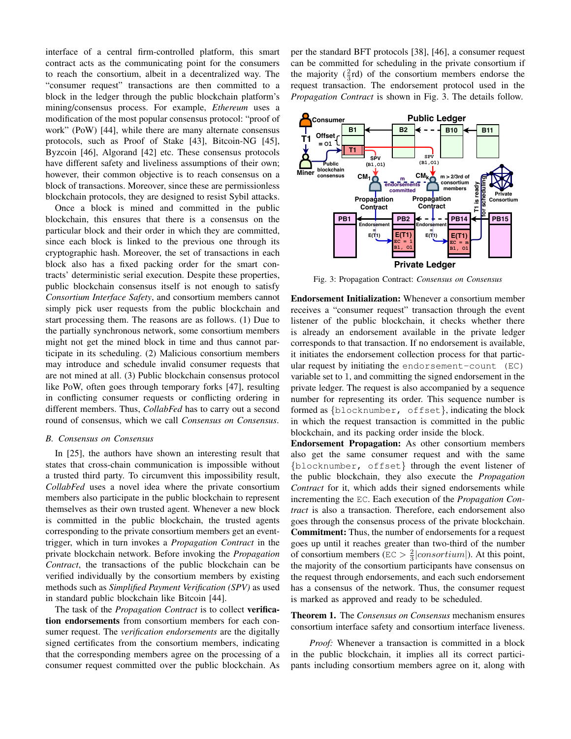interface of a central firm-controlled platform, this smart contract acts as the communicating point for the consumers to reach the consortium, albeit in a decentralized way. The "consumer request" transactions are then committed to a block in the ledger through the public blockchain platform's mining/consensus process. For example, *Ethereum* uses a modification of the most popular consensus protocol: "proof of work" (PoW) [44], while there are many alternate consensus protocols, such as Proof of Stake [43], Bitcoin-NG [45], Byzcoin [46], Algorand [42] etc. These consensus protocols have different safety and liveliness assumptions of their own; however, their common objective is to reach consensus on a block of transactions. Moreover, since these are permissionless blockchain protocols, they are designed to resist Sybil attacks.

Once a block is mined and committed in the public blockchain, this ensures that there is a consensus on the particular block and their order in which they are committed, since each block is linked to the previous one through its cryptographic hash. Moreover, the set of transactions in each block also has a fixed packing order for the smart contracts' deterministic serial execution. Despite these properties, public blockchain consensus itself is not enough to satisfy *Consortium Interface Safety*, and consortium members cannot simply pick user requests from the public blockchain and start processing them. The reasons are as follows. (1) Due to the partially synchronous network, some consortium members might not get the mined block in time and thus cannot participate in its scheduling. (2) Malicious consortium members may introduce and schedule invalid consumer requests that are not mined at all. (3) Public blockchain consensus protocol like PoW, often goes through temporary forks [47], resulting in conflicting consumer requests or conflicting ordering in different members. Thus, *CollabFed* has to carry out a second round of consensus, which we call *Consensus on Consensus*.

### B. Consensus on Consensus

In [25], the authors have shown an interesting result that states that cross-chain communication is impossible without a trusted third party. To circumvent this impossibility result, *CollabFed* uses a novel idea where the private consortium members also participate in the public blockchain to represent themselves as their own trusted agent. Whenever a new block is committed in the public blockchain, the trusted agents corresponding to the private consortium members get an event-trigger, which in turn invokes a *Propagation Contract* in the private blockchain network. Before invoking the *Propagation Contract*, the transactions of the public blockchain can be verified individually by the consortium members by existing methods such as *Simplified Payment Verification (SPV)* as used in standard public blockchain like Bitcoin [44].

The task of the *Propagation Contract* is to collect **verification endorsements** from consortium members for each consumer request. The *verification endorsements* are the digitally signed certificates from the consortium members, indicating that the corresponding members agree on the processing of a consumer request committed over the public blockchain. As per the standard BFT protocols [38], [46], a consumer request can be committed for scheduling in the private consortium if the majority ($\frac{2}{3}$rd) of the consortium members endorse the request transaction. The endorsement protocol used in the *Propagation Contract* is shown in Fig. 3. The details follow.

Fig. 3: Propagation Contract: *Consensus on Consensus*

**Endorsement Initialization:** Whenever a consortium member receives a "consumer request" transaction through the event listener of the public blockchain, it checks whether there is already an endorsement available in the private ledger corresponds to that transaction. If no endorsement is available, it initiates the endorsement collection process for that particular request by initiating the `endorsement-count (EC)` variable set to 1, and committing the signed endorsement in the private ledger. The request is also accompanied by a sequence number for representing its order. This sequence number is formed as {`blocknumber, offset`}, indicating the block in which the request transaction is committed in the public blockchain, and its packing order inside the block.

**Endorsement Propagation:** As other consortium members also get the same consumer request and with the same {`blocknumber, offset`} through the event listener of the public blockchain, they also execute the *Propagation Contract* for it, which adds their signed endorsements while incrementing the `EC`. Each execution of the *Propagation Contract* is also a transaction. Therefore, each endorsement also goes through the consensus process of the private blockchain.

**Commitment:** Thus, the number of endorsements for a request goes up until it reaches greater than two-third of the number of consortium members ($\texttt{EC} > \frac{2}{3}|consortium|$). At this point, the majority of the consortium participants have consensus on the request through endorsements, and each such endorsement has a consensus of the network. Thus, the consumer request is marked as approved and ready to be scheduled.

**Theorem 1.** *The Consensus on Consensus mechanism ensures consortium interface safety and consortium interface liveness.*

*Proof:* Whenever a transaction is committed in a block in the public blockchain, it implies all its correct participants including consortium members agree on it, along with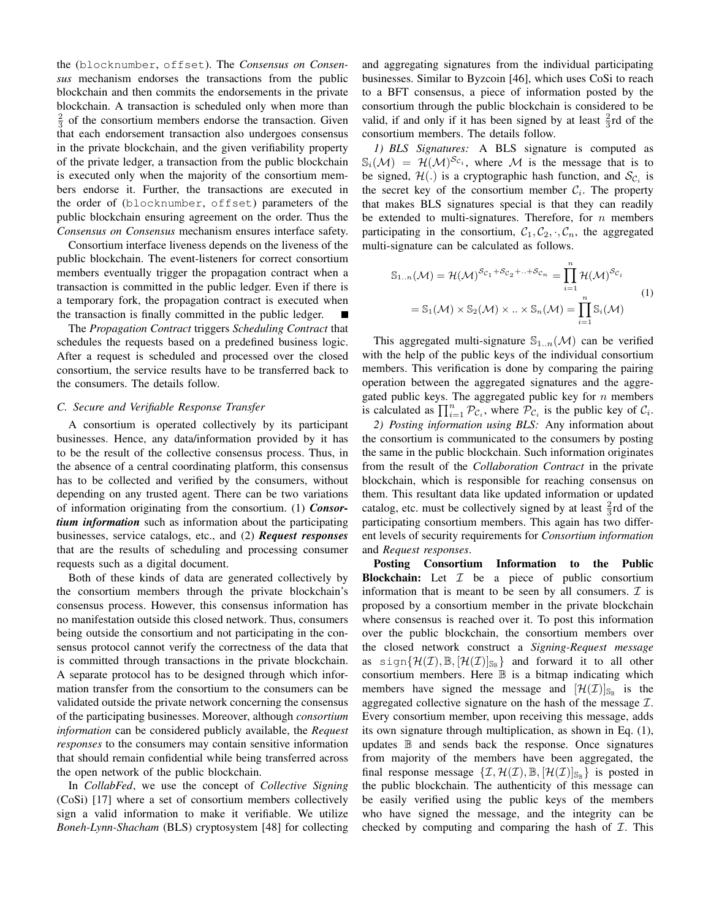the (`blocknumber`, `offset`). The ***Consensus on Consensus*** mechanism endorses the transactions from the public blockchain and then commits the endorsements in the private blockchain. A transaction is scheduled only when more than $\frac{2}{3}$ of the consortium members endorse the transaction. Given that each endorsement transaction also undergoes consensus in the private blockchain, and the given verifiability property of the private ledger, a transaction from the public blockchain is executed only when the majority of the consortium members endorse it. Further, the transactions are executed in the order of (`blocknumber`, `offset`) parameters of the public blockchain ensuring agreement on the order. Thus the ***Consensus on Consensus*** mechanism ensures interface safety.

Consortium interface liveness depends on the liveness of the public blockchain. The event-listeners for correct consortium members eventually trigger the propagation contract when a transaction is committed in the public ledger. Even if there is a temporary fork, the propagation contract is executed when the transaction is finally committed in the public ledger. ■

The *Propagation Contract* triggers *Scheduling Contract* that schedules the requests based on a predefined business logic. After a request is scheduled and processed over the closed consortium, the service results have to be transferred back to the consumers. The details follow.

### C. Secure and Verifiable Response Transfer

A consortium is operated collectively by its participant businesses. Hence, any data/information provided by it has to be the result of the collective consensus process. Thus, in the absence of a central coordinating platform, this consensus has to be collected and verified by the consumers, without depending on any trusted agent. There can be two variations of information originating from the consortium. (1) ***Consortium information*** such as information about the participating businesses, service catalogs, etc., and (2) ***Request responses*** that are the results of scheduling and processing consumer requests such as a digital document.

Both of these kinds of data are generated collectively by the consortium members through the private blockchain's consensus process. However, this consensus information has no manifestation outside this closed network. Thus, consumers being outside the consortium and not participating in the consensus protocol cannot verify the correctness of the data that is committed through transactions in the private blockchain. A separate protocol has to be designed through which information transfer from the consortium to the consumers can be validated outside the private network concerning the consensus of the participating businesses. Moreover, although *consortium information* can be considered publicly available, the *Request responses* to the consumers may contain sensitive information that should remain confidential while being transferred across the open network of the public blockchain.

In *CollabFed*, we use the concept of *Collective Signing* (CoSi) [17] where a set of consortium members collectively sign a valid information to make it verifiable. We utilize *Boneh-Lynn-Shacham* (BLS) cryptosystem [48] for collecting and aggregating signatures from the individual participating businesses. Similar to Byzcoin [46], which uses CoSi to reach to a BFT consensus, a piece of information posted by the consortium through the public blockchain is considered to be valid, if and only if it has been signed by at least $\frac{2}{3}$rd of the consortium members. The details follow.

*1) BLS Signatures:* A BLS signature is computed as $\mathbb{S}_i(\mathcal{M}) = \mathcal{H}(\mathcal{M})^{\mathcal{S}_{\mathcal{C}_i}}$, where $\mathcal{M}$ is the message that is to be signed, $\mathcal{H}(.)$ is a cryptographic hash function, and $\mathcal{S}_{\mathcal{C}_i}$ is the secret key of the consortium member $\mathcal{C}_i$. The property that makes BLS signatures special is that they can readily be extended to multi-signatures. Therefore, for $n$ members participating in the consortium, $\mathcal{C}_1, \mathcal{C}_2, \cdot, \mathcal{C}_n$, the aggregated multi-signature can be calculated as follows.

$$
\begin{aligned}
\mathbb{S}_{1..n}(\mathcal{M}) &= \mathcal{H}(\mathcal{M})^{\mathcal{S}_{\mathcal{C}_1} + \mathcal{S}_{\mathcal{C}_2} + .. + \mathcal{S}_{\mathcal{C}_n}} = \prod_{i=1}^{n} \mathcal{H}(\mathcal{M})^{\mathcal{S}_{\mathcal{C}_i}} \\
&= \mathbb{S}_1(\mathcal{M}) \times \mathbb{S}_2(\mathcal{M}) \times .. \times \mathbb{S}_n(\mathcal{M}) = \prod_{i=1}^{n} \mathbb{S}_i(\mathcal{M})
\end{aligned} \tag{1}
$$

This aggregated multi-signature $\mathbb{S}_{1..n}(\mathcal{M})$ can be verified with the help of the public keys of the individual consortium members. This verification is done by comparing the pairing operation between the aggregated signatures and the aggregated public keys. The aggregated public key for $n$ members is calculated as $\prod_{i=1}^{n} \mathcal{P}_{\mathcal{C}_i}$, where $\mathcal{P}_{\mathcal{C}_i}$ is the public key of $\mathcal{C}_i$.

*2) Posting information using BLS:* Any information about the consortium is communicated to the consumers by posting the same in the public blockchain. Such information originates from the result of the *Collaboration Contract* in the private blockchain, which is responsible for reaching consensus on them. This resultant data like updated information or updated catalog, etc. must be collectively signed by at least $\frac{2}{3}$rd of the participating consortium members. This again has two different levels of security requirements for *Consortium information* and *Request responses*.

**Posting Consortium Information to the Public Blockchain:** Let $\mathcal{I}$ be a piece of public consortium information that is meant to be seen by all consumers. $\mathcal{I}$ is proposed by a consortium member in the private blockchain where consensus is reached over it. To post this information over the public blockchain, the consortium members over the closed network construct a *Signing-Request message* as $\texttt{sign}\{\mathcal{H}(\mathcal{I}), \mathbb{B}, [\mathcal{H}(\mathcal{I})]_{\mathbb{S}_{\mathbb{B}}}\}$ and forward it to all other consortium members. Here $\mathbb{B}$ is a bitmap indicating which members have signed the message and $[\mathcal{H}(\mathcal{I})]_{\mathbb{S}_{\mathbb{B}}}$ is the aggregated collective signature on the hash of the message $\mathcal{I}$. Every consortium member, upon receiving this message, adds its own signature through multiplication, as shown in Eq. (1), updates $\mathbb{B}$ and sends back the response. Once signatures from majority of the members have been aggregated, the final response message $\{\mathcal{I}, \mathcal{H}(\mathcal{I}), \mathbb{B}, [\mathcal{H}(\mathcal{I})]_{\mathbb{S}_{\mathbb{B}}}\}$ is posted in the public blockchain. The authenticity of this message can be easily verified using the public keys of the members who have signed the message, and the integrity can be checked by computing and comparing the hash of $\mathcal{I}$. This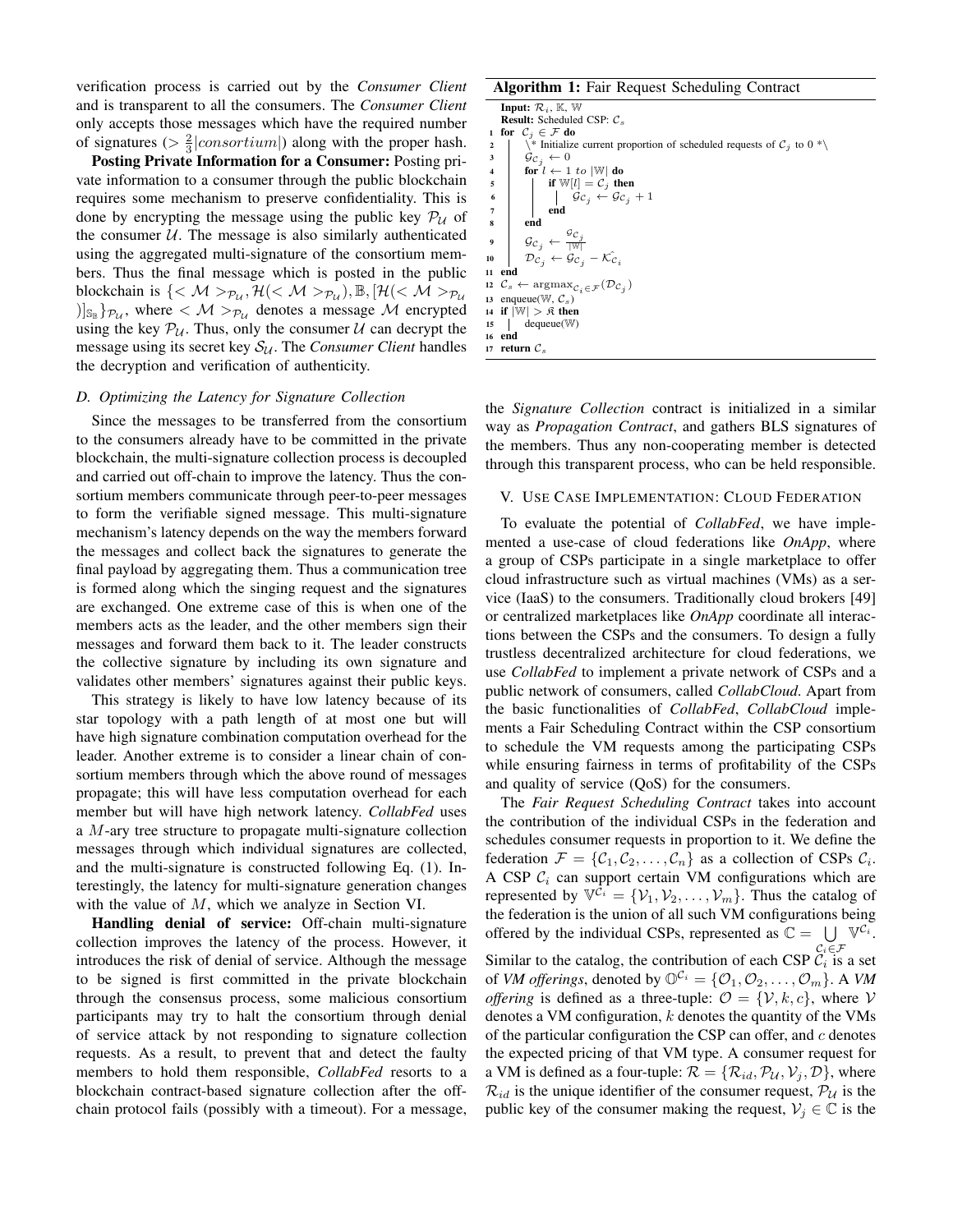verification process is carried out by the *Consumer Client* and is transparent to all the consumers. The *Consumer Client* only accepts those messages which have the required number of signatures ($> \frac{2}{3}|consortium|$) along with the proper hash.

**Posting Private Information for a Consumer:** Posting private information to a consumer through the public blockchain requires some mechanism to preserve confidentiality. This is done by encrypting the message using the public key $\mathcal{P}_{\mathcal{U}}$ of the consumer $\mathcal{U}$. The message is also similarly authenticated using the aggregated multi-signature of the consortium members. Thus the final message which is posted in the public blockchain is $\{< \mathcal{M} >_{\mathcal{P}_{\mathcal{U}}}, \mathcal{H}(< \mathcal{M} >_{\mathcal{P}_{\mathcal{U}}}), \mathbb{B}, [\mathcal{H}(< \mathcal{M} >_{\mathcal{P}_{\mathcal{U}}})]_{\mathbb{S}_{\mathbb{B}}}\}_{\mathcal{P}_{\mathcal{U}}}$, where $< \mathcal{M} >_{\mathcal{P}_{\mathcal{U}}}$ denotes a message $\mathcal{M}$ encrypted using the key $\mathcal{P}_{\mathcal{U}}$. Thus, only the consumer $\mathcal{U}$ can decrypt the message using its secret key $\mathcal{S}_{\mathcal{U}}$. The *Consumer Client* handles the decryption and verification of authenticity.

### D. Optimizing the Latency for Signature Collection

Since the messages to be transferred from the consortium to the consumers already have to be committed in the private blockchain, the multi-signature collection process is decoupled and carried out off-chain to improve the latency. Thus the consortium members communicate through peer-to-peer messages to form the verifiable signed message. This multi-signature mechanism's latency depends on the way the members forward the messages and collect back the signatures to generate the final payload by aggregating them. Thus a communication tree is formed along which the singing request and the signatures are exchanged. One extreme case of this is when one of the members acts as the leader, and the other members sign their messages and forward them back to it. The leader constructs the collective signature by including its own signature and validates other members' signatures against their public keys.

This strategy is likely to have low latency because of its star topology with a path length of at most one but will have high signature combination computation overhead for the leader. Another extreme is to consider a linear chain of consortium members through which the above round of messages propagate; this will have less computation overhead for each member but will have high network latency. *CollabFed* uses a $M$-ary tree structure to propagate multi-signature collection messages through which individual signatures are collected, and the multi-signature is constructed following Eq. (1). Interestingly, the latency for multi-signature generation changes with the value of $M$, which we analyze in Section VI.

**Handling denial of service:** Off-chain multi-signature collection improves the latency of the process. However, it introduces the risk of denial of service. Although the message to be signed is first committed in the private blockchain through the consensus process, some malicious consortium participants may try to halt the consortium through denial of service attack by not responding to signature collection requests. As a result, to prevent that and detect the faulty members to hold them responsible, *CollabFed* resorts to a blockchain contract-based signature collection after the off-chain protocol fails (possibly with a timeout). For a message, the *Signature Collection* contract is initialized in a similar way as *Propagation Contract*, and gathers BLS signatures of the members. Thus any non-cooperating member is detected through this transparent process, who can be held responsible.

**Algorithm 1:** Fair Request Scheduling Contract

```
Input: R_i, K, W
Result: Scheduled CSP: C_s
1  for C_j ∈ F do
2      \* Initialize current proportion of scheduled requests of C_j to 0 *\
3      G_{C_j} ← 0
4      for l ← 1 to |W| do
5          if W[l] = C_j then
6              G_{C_j} ← G_{C_j} + 1
7          end
8      end
9      G_{C_j} ← G_{C_j} / |W|
10     D_{C_j} ← G_{C_j} − K^_{C_i}
11 end
12 C_s ← argmax_{C_i ∈ F}(D_{C_j})
13 enqueue(W, C_s)
14 if |W| > 𝔎 then
15     dequeue(W)
16 end
17 return C_s
```

## V. Use Case Implementation: Cloud Federation

To evaluate the potential of *CollabFed*, we have implemented a use-case of cloud federations like *OnApp*, where a group of CSPs participate in a single marketplace to offer cloud infrastructure such as virtual machines (VMs) as a service (IaaS) to the consumers. Traditionally cloud brokers [49] or centralized marketplaces like *OnApp* coordinate all interactions between the CSPs and the consumers. To design a fully trustless decentralized architecture for cloud federations, we use *CollabFed* to implement a private network of CSPs and a public network of consumers, called *CollabCloud*. Apart from the basic functionalities of *CollabFed*, *CollabCloud* implements a Fair Scheduling Contract within the CSP consortium to schedule the VM requests among the participating CSPs while ensuring fairness in terms of profitability of the CSPs and quality of service (QoS) for the consumers.

The *Fair Request Scheduling Contract* takes into account the contribution of the individual CSPs in the federation and schedules consumer requests in proportion to it. We define the federation $\mathcal{F} = \{\mathcal{C}_1, \mathcal{C}_2, \ldots, \mathcal{C}_n\}$ as a collection of CSPs $\mathcal{C}_i$. A CSP $\mathcal{C}_i$ can support certain VM configurations which are represented by $\mathbb{V}^{\mathcal{C}_i} = \{\mathcal{V}_1, \mathcal{V}_2, \ldots, \mathcal{V}_m\}$. Thus the catalog of the federation is the union of all such VM configurations being offered by the individual CSPs, represented as $\mathbb{C} = \bigcup_{\mathcal{C}_i \in \mathcal{F}} \mathbb{V}^{\mathcal{C}_i}$. Similar to the catalog, the contribution of each CSP $\mathcal{C}_i$ is a set of *VM offerings*, denoted by $\mathbb{O}^{\mathcal{C}_i} = \{\mathcal{O}_1, \mathcal{O}_2, \ldots, \mathcal{O}_m\}$. A *VM offering* is defined as a three-tuple: $\mathcal{O} = \{\mathcal{V}, k, c\}$, where $\mathcal{V}$ denotes a VM configuration, $k$ denotes the quantity of the VMs of the particular configuration the CSP can offer, and $c$ denotes the expected pricing of that VM type. A consumer request for a VM is defined as a four-tuple: $\mathcal{R} = \{\mathcal{R}_{id}, \mathcal{P}_{\mathcal{U}}, \mathcal{V}_j, \mathcal{D}\}$, where $\mathcal{R}_{id}$ is the unique identifier of the consumer request, $\mathcal{P}_{\mathcal{U}}$ is the public key of the consumer making the request, $\mathcal{V}_j \in \mathbb{C}$ is the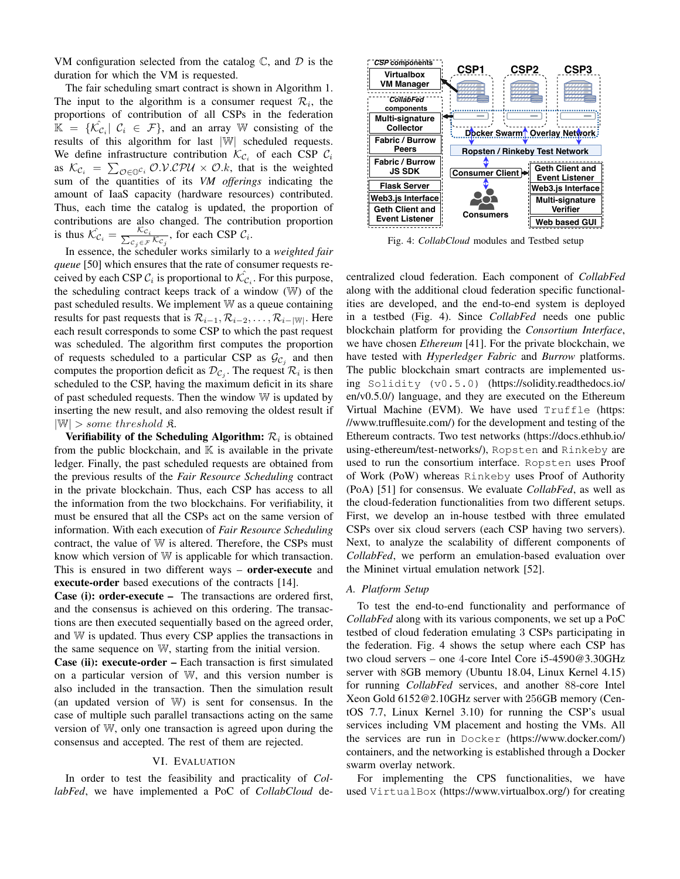VM configuration selected from the catalog $\mathbb{C}$, and $\mathcal{D}$ is the duration for which the VM is requested.

The fair scheduling smart contract is shown in Algorithm 1. The input to the algorithm is a consumer request $\mathcal{R}_i$, the proportions of contribution of all CSPs in the federation $\mathbb{K} = \{\hat{\mathcal{K}_{\mathcal{C}_i}} | \ \mathcal{C}_i \in \mathcal{F}\}$, and an array $\mathbb{W}$ consisting of the results of this algorithm for last $|\mathbb{W}|$ scheduled requests. We define infrastructure contribution $\mathcal{K}_{\mathcal{C}_i}$ of each CSP $\mathcal{C}_i$ as $\mathcal{K}_{\mathcal{C}_i} = \sum_{\mathcal{O} \in \mathbb{O}^{\mathcal{C}_i}} \mathcal{O}.\mathcal{V}.\mathcal{CPU} \times \mathcal{O}.k$, that is the weighted sum of the quantities of its *VM offerings* indicating the amount of IaaS capacity (hardware resources) contributed. Thus, each time the catalog is updated, the proportion of contributions are also changed. The contribution proportion is thus $\hat{\mathcal{K}_{\mathcal{C}_i}} = \frac{\mathcal{K}_{\mathcal{C}_i}}{\sum_{\mathcal{C}_j \in \mathcal{F}} \mathcal{K}_{\mathcal{C}_j}}$, for each CSP $\mathcal{C}_i$.

In essence, the scheduler works similarly to a *weighted fair queue* [50] which ensures that the rate of consumer requests received by each CSP $\mathcal{C}_i$ is proportional to $\hat{\mathcal{K}_{\mathcal{C}_i}}$. For this purpose, the scheduling contract keeps track of a window ($\mathbb{W}$) of the past scheduled results. We implement $\mathbb{W}$ as a queue containing results for past requests that is $\mathcal{R}_{i-1}, \mathcal{R}_{i-2}, \ldots, \mathcal{R}_{i-|\mathbb{W}|}$. Here each result corresponds to some CSP to which the past request was scheduled. The algorithm first computes the proportion of requests scheduled to a particular CSP as $\mathcal{G}_{\mathcal{C}_j}$ and then computes the proportion deficit as $\mathcal{D}_{\mathcal{C}_j}$. The request $\mathcal{R}_i$ is then scheduled to the CSP, having the maximum deficit in its share of past scheduled requests. Then the window $\mathbb{W}$ is updated by inserting the new result, and also removing the oldest result if $|\mathbb{W}| > \textit{some threshold } \mathfrak{K}$.

**Verifiability of the Scheduling Algorithm:** $\mathcal{R}_i$ is obtained from the public blockchain, and $\mathbb{K}$ is available in the private ledger. Finally, the past scheduled requests are obtained from the previous results of the *Fair Resource Scheduling* contract in the private blockchain. Thus, each CSP has access to all the information from the two blockchains. For verifiability, it must be ensured that all the CSPs act on the same version of information. With each execution of *Fair Resource Scheduling* contract, the value of $\mathbb{W}$ is altered. Therefore, the CSPs must know which version of $\mathbb{W}$ is applicable for which transaction. This is ensured in two different ways – **order-execute** and **execute-order** based executions of the contracts [14].

**Case (i): order-execute –** The transactions are ordered first, and the consensus is achieved on this ordering. The transactions are then executed sequentially based on the agreed order, and $\mathbb{W}$ is updated. Thus every CSP applies the transactions in the same sequence on $\mathbb{W}$, starting from the initial version.

**Case (ii): execute-order –** Each transaction is first simulated on a particular version of $\mathbb{W}$, and this version number is also included in the transaction. Then the simulation result (an updated version of $\mathbb{W}$) is sent for consensus. In the case of multiple such parallel transactions acting on the same version of $\mathbb{W}$, only one transaction is agreed upon during the consensus and accepted. The rest of them are rejected.

## VI. Evaluation

In order to test the feasibility and practicality of *CollabFed*, we have implemented a PoC of *CollabCloud* decentralized cloud federation. Each component of *CollabFed* along with the additional cloud federation specific functionalities are developed, and the end-to-end system is deployed in a testbed (Fig. 4). Since *CollabFed* needs one public blockchain platform for providing the *Consortium Interface*, we have chosen *Ethereum* [41]. For the private blockchain, we have tested with *Hyperledger Fabric* and *Burrow* platforms. The public blockchain smart contracts are implemented using `Solidity (v0.5.0)` (https://solidity.readthedocs.io/en/v0.5.0/) language, and they are executed on the Ethereum Virtual Machine (EVM). We have used `Truffle` (https://www.trufflesuite.com/) for the development and testing of the Ethereum contracts. Two test networks (https://docs.ethhub.io/using-ethereum/test-networks/), `Ropsten` and `Rinkeby` are used to run the consortium interface. `Ropsten` uses Proof of Work (PoW) whereas `Rinkeby` uses Proof of Authority (PoA) [51] for consensus. We evaluate *CollabFed*, as well as the cloud-federation functionalities from two different setups. First, we develop an in-house testbed with three emulated CSPs over six cloud servers (each CSP having two servers). Next, to analyze the scalability of different components of *CollabFed*, we perform an emulation-based evaluation over the Mininet virtual emulation network [52].

Fig. 4: *CollabCloud* modules and Testbed setup

### A. Platform Setup

To test the end-to-end functionality and performance of *CollabFed* along with its various components, we set up a PoC testbed of cloud federation emulating 3 CSPs participating in the federation. Fig. 4 shows the setup where each CSP has two cloud servers – one 4-core Intel Core i5-4590@3.30GHz server with 8GB memory (Ubuntu 18.04, Linux Kernel 4.15) for running *CollabFed* services, and another 88-core Intel Xeon Gold 6152@2.10GHz server with 256GB memory (CentOS 7.7, Linux Kernel 3.10) for running the CSP's usual services including VM placement and hosting the VMs. All the services are run in `Docker` (https://www.docker.com/) containers, and the networking is established through a Docker swarm overlay network.

For implementing the CPS functionalities, we have used `VirtualBox` (https://www.virtualbox.org/) for creating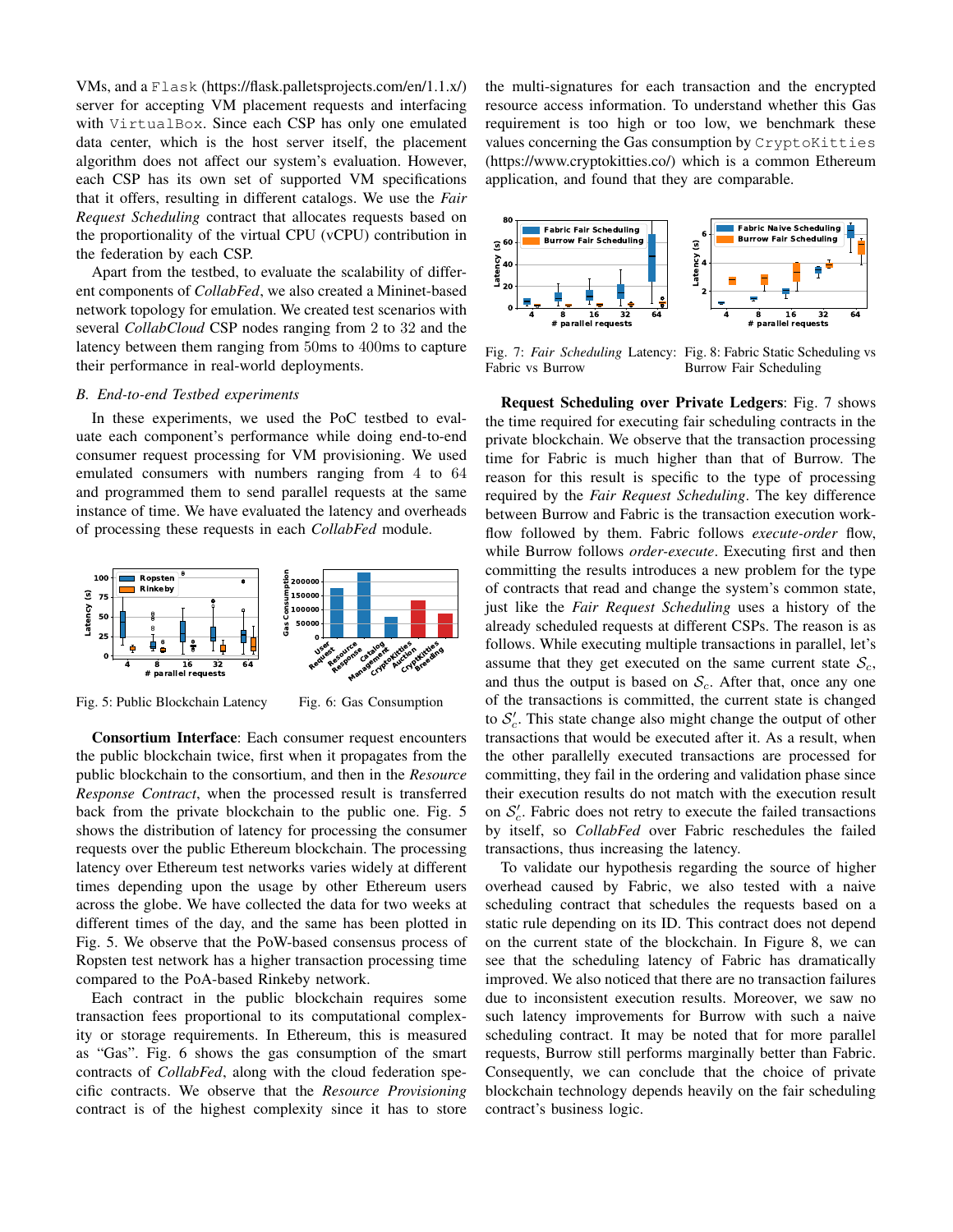VMs, and a Flask (https://flask.palletsprojects.com/en/1.1.x/) server for accepting VM placement requests and interfacing with VirtualBox. Since each CSP has only one emulated data center, which is the host server itself, the placement algorithm does not affect our system's evaluation. However, each CSP has its own set of supported VM specifications that it offers, resulting in different catalogs. We use the *Fair Request Scheduling* contract that allocates requests based on the proportionality of the virtual CPU (vCPU) contribution in the federation by each CSP.

Apart from the testbed, to evaluate the scalability of different components of *CollabFed*, we also created a Mininet-based network topology for emulation. We created test scenarios with several *CollabCloud* CSP nodes ranging from 2 to 32 and the latency between them ranging from 50ms to 400ms to capture their performance in real-world deployments.

### B. End-to-end Testbed experiments

In these experiments, we used the PoC testbed to evaluate each component's performance while doing end-to-end consumer request processing for VM provisioning. We used emulated consumers with numbers ranging from 4 to 64 and programmed them to send parallel requests at the same instance of time. We have evaluated the latency and overheads of processing these requests in each *CollabFed* module.

Fig. 5: Public Blockchain Latency

Fig. 6: Gas Consumption

**Consortium Interface**: Each consumer request encounters the public blockchain twice, first when it propagates from the public blockchain to the consortium, and then in the *Resource Response Contract*, when the processed result is transferred back from the private blockchain to the public one. Fig. 5 shows the distribution of latency for processing the consumer requests over the public Ethereum blockchain. The processing latency over Ethereum test networks varies widely at different times depending upon the usage by other Ethereum users across the globe. We have collected the data for two weeks at different times of the day, and the same has been plotted in Fig. 5. We observe that the PoW-based consensus process of Ropsten test network has a higher transaction processing time compared to the PoA-based Rinkeby network.

Each contract in the public blockchain requires some transaction fees proportional to its computational complexity or storage requirements. In Ethereum, this is measured as "Gas". Fig. 6 shows the gas consumption of the smart contracts of *CollabFed*, along with the cloud federation specific contracts. We observe that the *Resource Provisioning* contract is of the highest complexity since it has to store the multi-signatures for each transaction and the encrypted resource access information. To understand whether this Gas requirement is too high or too low, we benchmark these values concerning the Gas consumption by CryptoKitties (https://www.cryptokitties.co/) which is a common Ethereum application, and found that they are comparable.

Fig. 7: *Fair Scheduling* Latency: Fabric vs Burrow

Fig. 8: Fabric Static Scheduling vs Burrow Fair Scheduling

**Request Scheduling over Private Ledgers**: Fig. 7 shows the time required for executing fair scheduling contracts in the private blockchain. We observe that the transaction processing time for Fabric is much higher than that of Burrow. The reason for this result is specific to the type of processing required by the *Fair Request Scheduling*. The key difference between Burrow and Fabric is the transaction execution workflow followed by them. Fabric follows *execute-order* flow, while Burrow follows *order-execute*. Executing first and then committing the results introduces a new problem for the type of contracts that read and change the system's common state, just like the *Fair Request Scheduling* uses a history of the already scheduled requests at different CSPs. The reason is as follows. While executing multiple transactions in parallel, let's assume that they get executed on the same current state $\mathcal{S}_c$, and thus the output is based on $\mathcal{S}_c$. After that, once any one of the transactions is committed, the current state is changed to $\mathcal{S}'_c$. This state change also might change the output of other transactions that would be executed after it. As a result, when the other parallelly executed transactions are processed for committing, they fail in the ordering and validation phase since their execution results do not match with the execution result on $\mathcal{S}'_c$. Fabric does not retry to execute the failed transactions by itself, so *CollabFed* over Fabric reschedules the failed transactions, thus increasing the latency.

To validate our hypothesis regarding the source of higher overhead caused by Fabric, we also tested with a naive scheduling contract that schedules the requests based on a static rule depending on its ID. This contract does not depend on the current state of the blockchain. In Figure 8, we can see that the scheduling latency of Fabric has dramatically improved. We also noticed that there are no transaction failures due to inconsistent execution results. Moreover, we saw no such latency improvements for Burrow with such a naive scheduling contract. It may be noted that for more parallel requests, Burrow still performs marginally better than Fabric. Consequently, we can conclude that the choice of private blockchain technology depends heavily on the fair scheduling contract's business logic.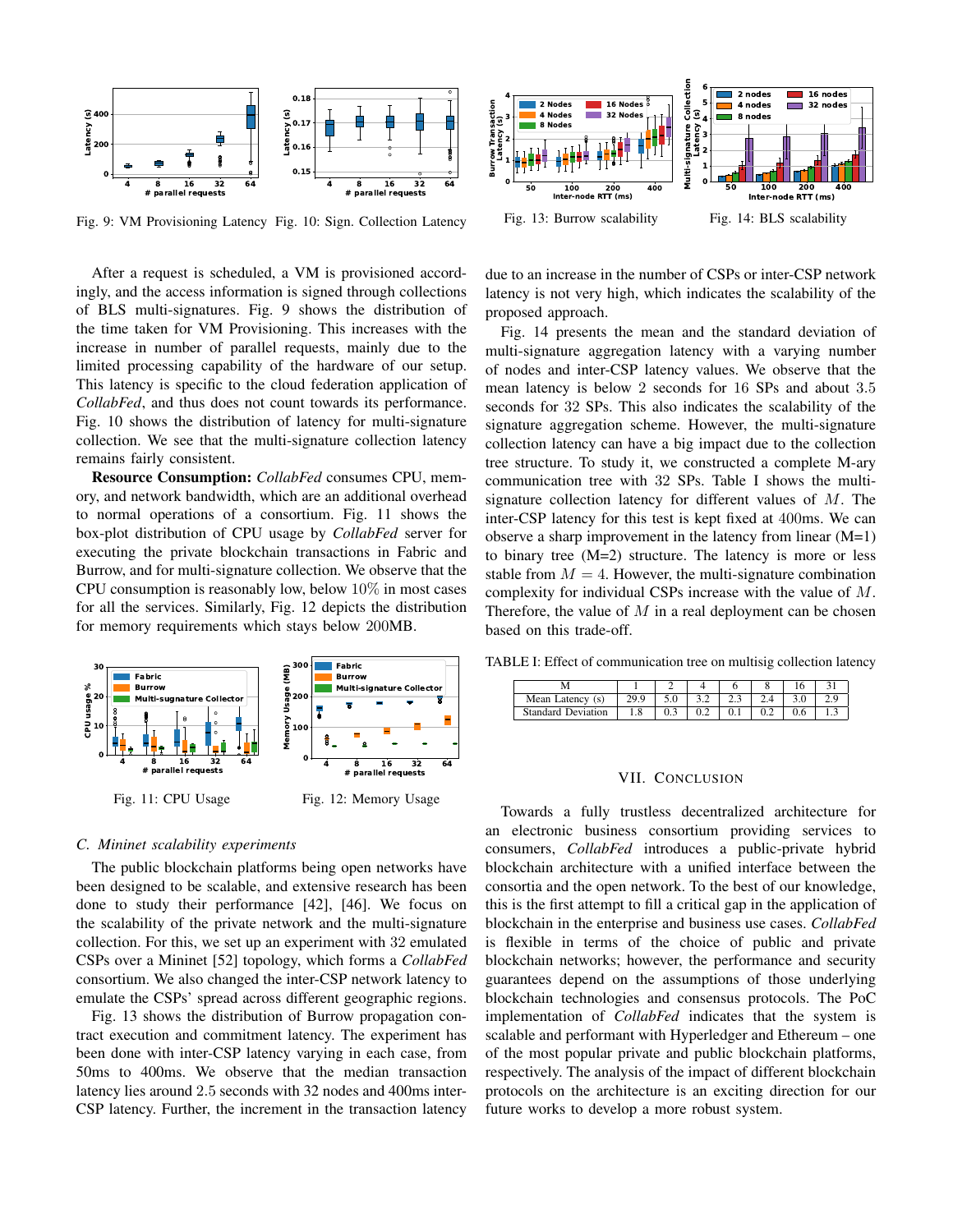Fig. 9: VM Provisioning Latency

Fig. 10: Sign. Collection Latency

After a request is scheduled, a VM is provisioned accordingly, and the access information is signed through collections of BLS multi-signatures. Fig. 9 shows the distribution of the time taken for VM Provisioning. This increases with the increase in number of parallel requests, mainly due to the limited processing capability of the hardware of our setup. This latency is specific to the cloud federation application of *CollabFed*, and thus does not count towards its performance. Fig. 10 shows the distribution of latency for multi-signature collection. We see that the multi-signature collection latency remains fairly consistent.

**Resource Consumption:** *CollabFed* consumes CPU, memory, and network bandwidth, which are an additional overhead to normal operations of a consortium. Fig. 11 shows the box-plot distribution of CPU usage by *CollabFed* server for executing the private blockchain transactions in Fabric and Burrow, and for multi-signature collection. We observe that the CPU consumption is reasonably low, below 10% in most cases for all the services. Similarly, Fig. 12 depicts the distribution for memory requirements which stays below 200MB.

Fig. 11: CPU Usage

Fig. 12: Memory Usage

### C. Mininet scalability experiments

The public blockchain platforms being open networks have been designed to be scalable, and extensive research has been done to study their performance [42], [46]. We focus on the scalability of the private network and the multi-signature collection. For this, we set up an experiment with 32 emulated CSPs over a Mininet [52] topology, which forms a *CollabFed* consortium. We also changed the inter-CSP network latency to emulate the CSPs' spread across different geographic regions.

Fig. 13 shows the distribution of Burrow propagation contract execution and commitment latency. The experiment has been done with inter-CSP latency varying in each case, from 50ms to 400ms. We observe that the median transaction latency lies around 2.5 seconds with 32 nodes and 400ms inter-CSP latency. Further, the increment in the transaction latency due to an increase in the number of CSPs or inter-CSP network latency is not very high, which indicates the scalability of the proposed approach.

Fig. 13: Burrow scalability

Fig. 14: BLS scalability

Fig. 14 presents the mean and the standard deviation of multi-signature aggregation latency with a varying number of nodes and inter-CSP latency values. We observe that the mean latency is below 2 seconds for 16 SPs and about 3.5 seconds for 32 SPs. This also indicates the scalability of the signature aggregation scheme. However, the multi-signature collection latency can have a big impact due to the collection tree structure. To study it, we constructed a complete M-ary communication tree with 32 SPs. Table I shows the multi-signature collection latency for different values of $M$. The inter-CSP latency for this test is kept fixed at 400ms. We can observe a sharp improvement in the latency from linear (M=1) to binary tree (M=2) structure. The latency is more or less stable from $M = 4$. However, the multi-signature combination complexity for individual CSPs increase with the value of $M$. Therefore, the value of $M$ in a real deployment can be chosen based on this trade-off.

TABLE I: Effect of communication tree on multisig collection latency

| M | 1 | 2 | 4 | 6 | 8 | 16 | 31 |
|---|---|---|---|---|---|---|---|
| Mean Latency (s) | 29.9 | 5.0 | 3.2 | 2.3 | 2.4 | 3.0 | 2.9 |
| Standard Deviation | 1.8 | 0.3 | 0.2 | 0.1 | 0.2 | 0.6 | 1.3 |

## VII. Conclusion

Towards a fully trustless decentralized architecture for an electronic business consortium providing services to consumers, *CollabFed* introduces a public-private hybrid blockchain architecture with a unified interface between the consortia and the open network. To the best of our knowledge, this is the first attempt to fill a critical gap in the application of blockchain in the enterprise and business use cases. *CollabFed* is flexible in terms of the choice of public and private blockchain networks; however, the performance and security guarantees depend on the assumptions of those underlying blockchain technologies and consensus protocols. The PoC implementation of *CollabFed* indicates that the system is scalable and performant with Hyperledger and Ethereum – one of the most popular private and public blockchain platforms, respectively. The analysis of the impact of different blockchain protocols on the architecture is an exciting direction for our future works to develop a more robust system.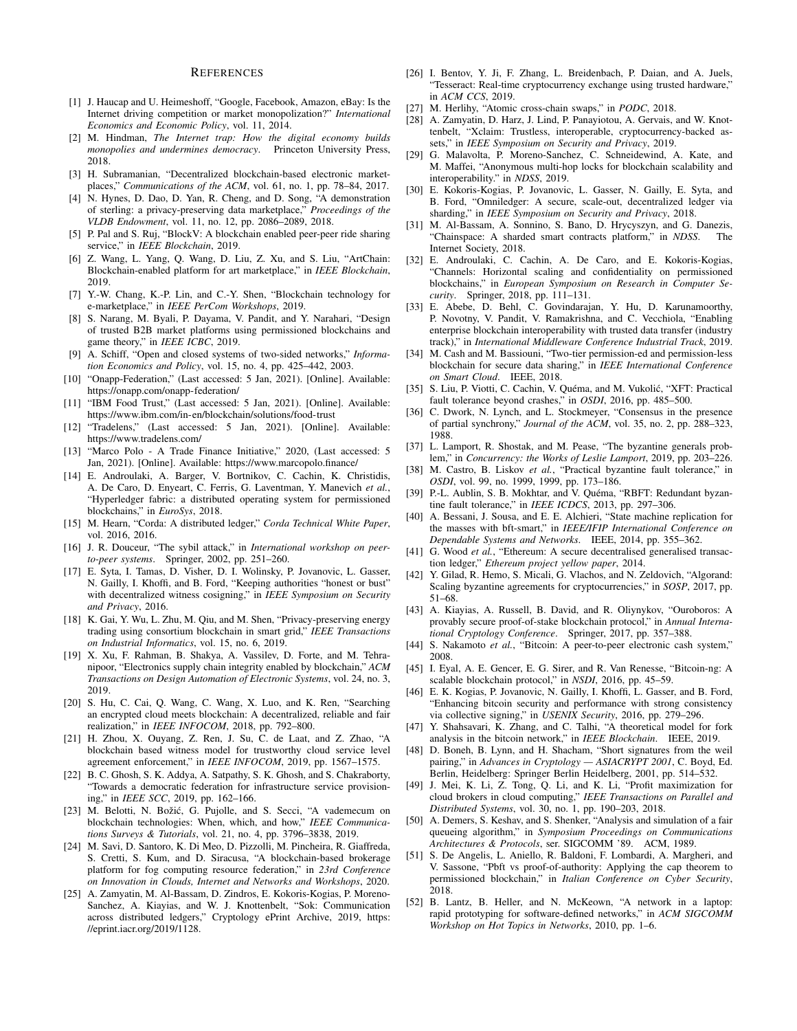# References

[1] J. Haucap and U. Heimeshoff, "Google, Facebook, Amazon, eBay: Is the Internet driving competition or market monopolization?" *International Economics and Economic Policy*, vol. 11, 2014.

[2] M. Hindman, *The Internet trap: How the digital economy builds monopolies and undermines democracy*. Princeton University Press, 2018.

[3] H. Subramanian, "Decentralized blockchain-based electronic marketplaces," *Communications of the ACM*, vol. 61, no. 1, pp. 78–84, 2017.

[4] N. Hynes, D. Dao, D. Yan, R. Cheng, and D. Song, "A demonstration of sterling: a privacy-preserving data marketplace," *Proceedings of the VLDB Endowment*, vol. 11, no. 12, pp. 2086–2089, 2018.

[5] P. Pal and S. Ruj, "BlockV: A blockchain enabled peer-peer ride sharing service," in *IEEE Blockchain*, 2019.

[6] Z. Wang, L. Yang, Q. Wang, D. Liu, Z. Xu, and S. Liu, "ArtChain: Blockchain-enabled platform for art marketplace," in *IEEE Blockchain*, 2019.

[7] Y.-W. Chang, K.-P. Lin, and C.-Y. Shen, "Blockchain technology for e-marketplace," in *IEEE PerCom Workshops*, 2019.

[8] S. Narang, M. Byali, P. Dayama, V. Pandit, and Y. Narahari, "Design of trusted B2B market platforms using permissioned blockchains and game theory," in *IEEE ICBC*, 2019.

[9] A. Schiff, "Open and closed systems of two-sided networks," *Information Economics and Policy*, vol. 15, no. 4, pp. 425–442, 2003.

[10] "Onapp-Federation," (Last accessed: 5 Jan, 2021). [Online]. Available: https://onapp.com/onapp-federation/

[11] "IBM Food Trust," (Last accessed: 5 Jan, 2021). [Online]. Available: https://www.ibm.com/in-en/blockchain/solutions/food-trust

[12] "Tradelens," (Last accessed: 5 Jan, 2021). [Online]. Available: https://www.tradelens.com/

[13] "Marco Polo - A Trade Finance Initiative," 2020, (Last accessed: 5 Jan, 2021). [Online]. Available: https://www.marcopolo.finance/

[14] E. Androulaki, A. Barger, V. Bortnikov, C. Cachin, K. Christidis, A. De Caro, D. Enyeart, C. Ferris, G. Laventman, Y. Manevich *et al.*, "Hyperledger fabric: a distributed operating system for permissioned blockchains," in *EuroSys*, 2018.

[15] M. Hearn, "Corda: A distributed ledger," *Corda Technical White Paper*, vol. 2016, 2016.

[16] J. R. Douceur, "The sybil attack," in *International workshop on peer-to-peer systems*. Springer, 2002, pp. 251–260.

[17] E. Syta, I. Tamas, D. Visher, D. I. Wolinsky, P. Jovanovic, L. Gasser, N. Gailly, I. Khoffi, and B. Ford, "Keeping authorities "honest or bust" with decentralized witness cosigning," in *IEEE Symposium on Security and Privacy*, 2016.

[18] K. Gai, Y. Wu, L. Zhu, M. Qiu, and M. Shen, "Privacy-preserving energy trading using consortium blockchain in smart grid," *IEEE Transactions on Industrial Informatics*, vol. 15, no. 6, 2019.

[19] X. Xu, F. Rahman, B. Shakya, A. Vassilev, D. Forte, and M. Tehranipoor, "Electronics supply chain integrity enabled by blockchain," *ACM Transactions on Design Automation of Electronic Systems*, vol. 24, no. 3, 2019.

[20] S. Hu, C. Cai, Q. Wang, C. Wang, X. Luo, and K. Ren, "Searching an encrypted cloud meets blockchain: A decentralized, reliable and fair realization," in *IEEE INFOCOM*, 2018, pp. 792–800.

[21] H. Zhou, X. Ouyang, Z. Ren, J. Su, C. de Laat, and Z. Zhao, "A blockchain based witness model for trustworthy cloud service level agreement enforcement," in *IEEE INFOCOM*, 2019, pp. 1567–1575.

[22] B. C. Ghosh, S. K. Addya, A. Satpathy, S. K. Ghosh, and S. Chakraborty, "Towards a democratic federation for infrastructure service provisioning," in *IEEE SCC*, 2019, pp. 162–166.

[23] M. Belotti, N. Božić, G. Pujolle, and S. Secci, "A vademecum on blockchain technologies: When, which, and how," *IEEE Communications Surveys & Tutorials*, vol. 21, no. 4, pp. 3796–3838, 2019.

[24] M. Savi, D. Santoro, K. Di Meo, D. Pizzolli, M. Pincheira, R. Giaffreda, S. Cretti, S. Kum, and D. Siracusa, "A blockchain-based brokerage platform for fog computing resource federation," in *23rd Conference on Innovation in Clouds, Internet and Networks and Workshops*, 2020.

[25] A. Zamyatin, M. Al-Bassam, D. Zindros, E. Kokoris-Kogias, P. Moreno-Sanchez, A. Kiayias, and W. J. Knottenbelt, "Sok: Communication across distributed ledgers," Cryptology ePrint Archive, 2019, https://eprint.iacr.org/2019/1128.

[26] I. Bentov, Y. Ji, F. Zhang, L. Breidenbach, P. Daian, and A. Juels, "Tesseract: Real-time cryptocurrency exchange using trusted hardware," in *ACM CCS*, 2019.

[27] M. Herlihy, "Atomic cross-chain swaps," in *PODC*, 2018.

[28] A. Zamyatin, D. Harz, J. Lind, P. Panayiotou, A. Gervais, and W. Knottenbelt, "Xclaim: Trustless, interoperable, cryptocurrency-backed assets," in *IEEE Symposium on Security and Privacy*, 2019.

[29] G. Malavolta, P. Moreno-Sanchez, C. Schneidewind, A. Kate, and M. Maffei, "Anonymous multi-hop locks for blockchain scalability and interoperability." in *NDSS*, 2019.

[30] E. Kokoris-Kogias, P. Jovanovic, L. Gasser, N. Gailly, E. Syta, and B. Ford, "Omniledger: A secure, scale-out, decentralized ledger via sharding," in *IEEE Symposium on Security and Privacy*, 2018.

[31] M. Al-Bassam, A. Sonnino, S. Bano, D. Hrycyszyn, and G. Danezis, "Chainspace: A sharded smart contracts platform," in *NDSS*. The Internet Society, 2018.

[32] E. Androulaki, C. Cachin, A. De Caro, and E. Kokoris-Kogias, "Channels: Horizontal scaling and confidentiality on permissioned blockchains," in *European Symposium on Research in Computer Security*. Springer, 2018, pp. 111–131.

[33] E. Abebe, D. Behl, C. Govindarajan, Y. Hu, D. Karunamoorthy, P. Novotny, V. Pandit, V. Ramakrishna, and C. Vecchiola, "Enabling enterprise blockchain interoperability with trusted data transfer (industry track)," in *International Middleware Conference Industrial Track*, 2019.

[34] M. Cash and M. Bassiouni, "Two-tier permission-ed and permission-less blockchain for secure data sharing," in *IEEE International Conference on Smart Cloud*. IEEE, 2018.

[35] S. Liu, P. Viotti, C. Cachin, V. Quéma, and M. Vukolić, "XFT: Practical fault tolerance beyond crashes," in *OSDI*, 2016, pp. 485–500.

[36] C. Dwork, N. Lynch, and L. Stockmeyer, "Consensus in the presence of partial synchrony," *Journal of the ACM*, vol. 35, no. 2, pp. 288–323, 1988.

[37] L. Lamport, R. Shostak, and M. Pease, "The byzantine generals problem," in *Concurrency: the Works of Leslie Lamport*, 2019, pp. 203–226.

[38] M. Castro, B. Liskov *et al.*, "Practical byzantine fault tolerance," in *OSDI*, vol. 99, no. 1999, 1999, pp. 173–186.

[39] P.-L. Aublin, S. B. Mokhtar, and V. Quéma, "RBFT: Redundant byzantine fault tolerance," in *IEEE ICDCS*, 2013, pp. 297–306.

[40] A. Bessani, J. Sousa, and E. E. Alchieri, "State machine replication for the masses with bft-smart," in *IEEE/IFIP International Conference on Dependable Systems and Networks*. IEEE, 2014, pp. 355–362.

[41] G. Wood *et al.*, "Ethereum: A secure decentralised generalised transaction ledger," *Ethereum project yellow paper*, 2014.

[42] Y. Gilad, R. Hemo, S. Micali, G. Vlachos, and N. Zeldovich, "Algorand: Scaling byzantine agreements for cryptocurrencies," in *SOSP*, 2017, pp. 51–68.

[43] A. Kiayias, A. Russell, B. David, and R. Oliynykov, "Ouroboros: A provably secure proof-of-stake blockchain protocol," in *Annual International Cryptology Conference*. Springer, 2017, pp. 357–388.

[44] S. Nakamoto *et al.*, "Bitcoin: A peer-to-peer electronic cash system," 2008.

[45] I. Eyal, A. E. Gencer, E. G. Sirer, and R. Van Renesse, "Bitcoin-ng: A scalable blockchain protocol," in *NSDI*, 2016, pp. 45–59.

[46] E. K. Kogias, P. Jovanovic, N. Gailly, I. Khoffi, L. Gasser, and B. Ford, "Enhancing bitcoin security and performance with strong consistency via collective signing," in *USENIX Security*, 2016, pp. 279–296.

[47] Y. Shahsavari, K. Zhang, and C. Talhi, "A theoretical model for fork analysis in the bitcoin network," in *IEEE Blockchain*. IEEE, 2019.

[48] D. Boneh, B. Lynn, and H. Shacham, "Short signatures from the weil pairing," in *Advances in Cryptology — ASIACRYPT 2001*, C. Boyd, Ed. Berlin, Heidelberg: Springer Berlin Heidelberg, 2001, pp. 514–532.

[49] J. Mei, K. Li, Z. Tong, Q. Li, and K. Li, "Profit maximization for cloud brokers in cloud computing," *IEEE Transactions on Parallel and Distributed Systems*, vol. 30, no. 1, pp. 190–203, 2018.

[50] A. Demers, S. Keshav, and S. Shenker, "Analysis and simulation of a fair queueing algorithm," in *Symposium Proceedings on Communications Architectures & Protocols*, ser. SIGCOMM '89. ACM, 1989.

[51] S. De Angelis, L. Aniello, R. Baldoni, F. Lombardi, A. Margheri, and V. Sassone, "Pbft vs proof-of-authority: Applying the cap theorem to permissioned blockchain," in *Italian Conference on Cyber Security*, 2018.

[52] B. Lantz, B. Heller, and N. McKeown, "A network in a laptop: rapid prototyping for software-defined networks," in *ACM SIGCOMM Workshop on Hot Topics in Networks*, 2010, pp. 1–6.